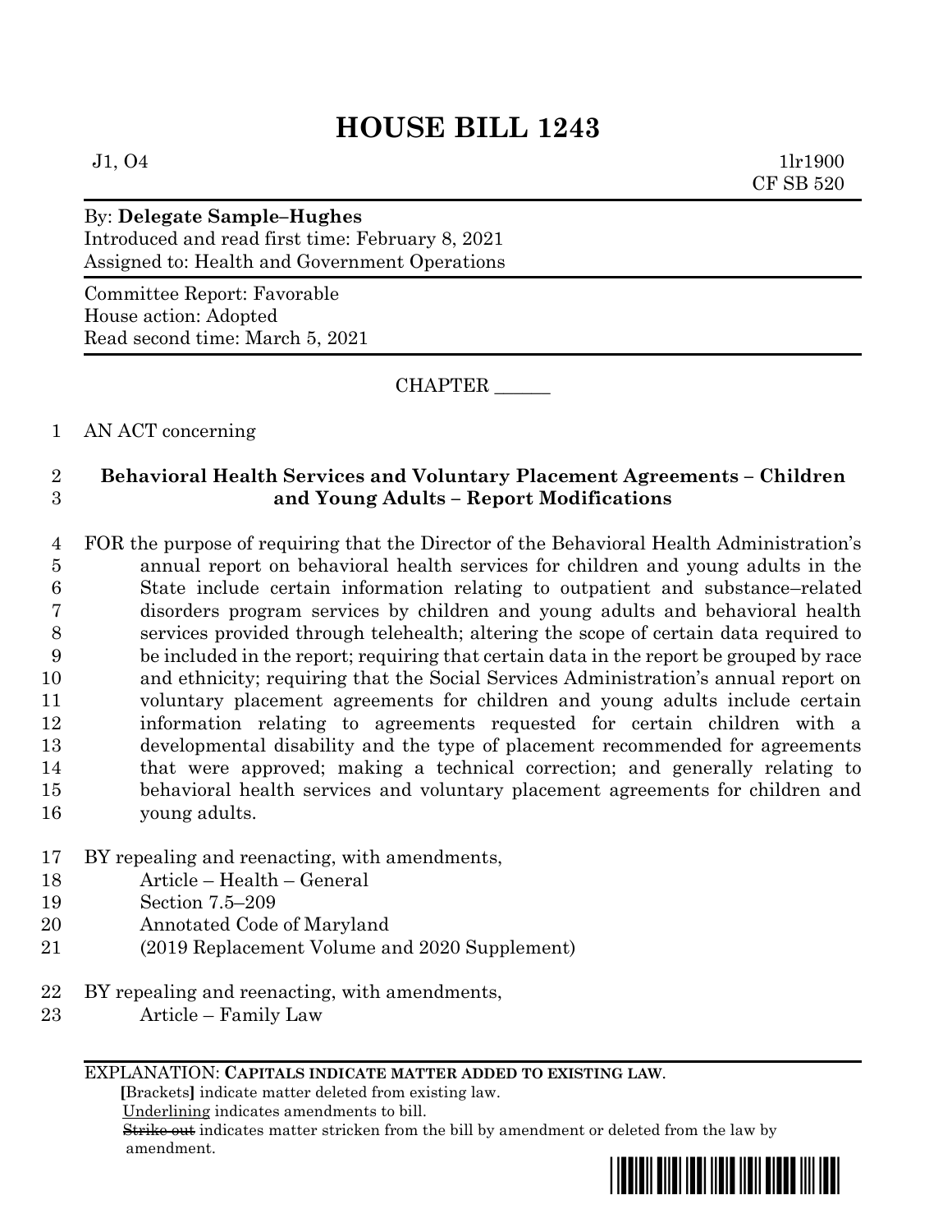# HOUSE BILL 1243

J1, O4 1lr1900
CF SB 520

By: **Delegate Sample–Hughes**
Introduced and read first time: February 8, 2021
Assigned to: Health and Government Operations

Committee Report: Favorable
House action: Adopted
Read second time: March 5, 2021

CHAPTER ______

AN ACT concerning

**Behavioral Health Services and Voluntary Placement Agreements – Children and Young Adults – Report Modifications**

FOR the purpose of requiring that the Director of the Behavioral Health Administration's annual report on behavioral health services for children and young adults in the State include certain information relating to outpatient and substance–related disorders program services by children and young adults and behavioral health services provided through telehealth; altering the scope of certain data required to be included in the report; requiring that certain data in the report be grouped by race and ethnicity; requiring that the Social Services Administration's annual report on voluntary placement agreements for children and young adults include certain information relating to agreements requested for certain children with a developmental disability and the type of placement recommended for agreements that were approved; making a technical correction; and generally relating to behavioral health services and voluntary placement agreements for children and young adults.

BY repealing and reenacting, with amendments,
Article – Health – General
Section 7.5–209
Annotated Code of Maryland
(2019 Replacement Volume and 2020 Supplement)

BY repealing and reenacting, with amendments,
Article – Family Law

EXPLANATION: **CAPITALS INDICATE MATTER ADDED TO EXISTING LAW.**
**[**Brackets**]** indicate matter deleted from existing law.
Underlining indicates amendments to bill.
~~Strike out~~ indicates matter stricken from the bill by amendment or deleted from the law by amendment.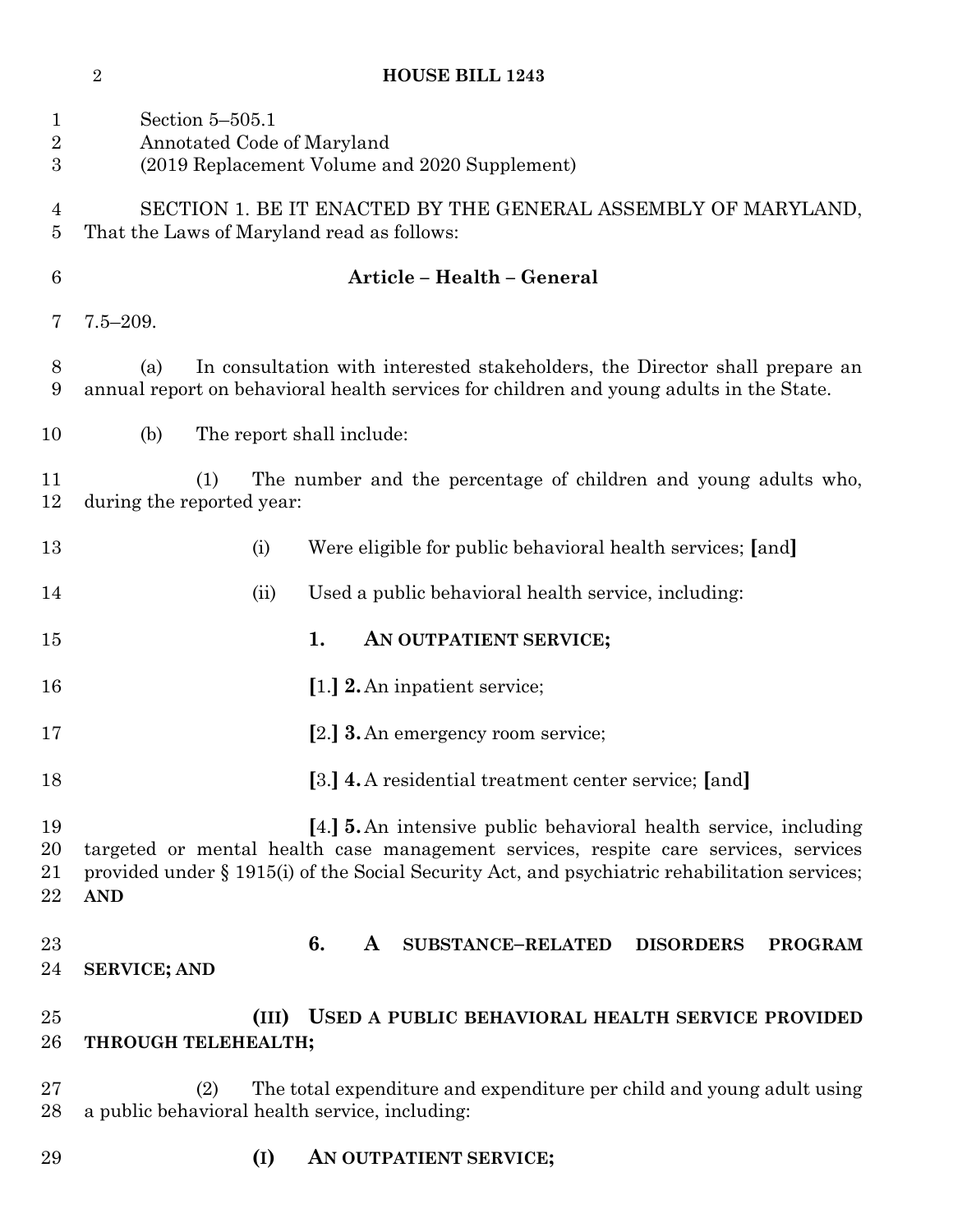Section 5–505.1
Annotated Code of Maryland
(2019 Replacement Volume and 2020 Supplement)

SECTION 1. BE IT ENACTED BY THE GENERAL ASSEMBLY OF MARYLAND, That the Laws of Maryland read as follows:

**Article – Health – General**

7.5–209.

(a) In consultation with interested stakeholders, the Director shall prepare an annual report on behavioral health services for children and young adults in the State.

(b) The report shall include:

(1) The number and the percentage of children and young adults who, during the reported year:

(i) Were eligible for public behavioral health services; **[**and**]**

(ii) Used a public behavioral health service, including:

**1. AN OUTPATIENT SERVICE;**

**[**1.**] 2.** An inpatient service;

**[**2.**] 3.** An emergency room service;

**[**3.**] 4.** A residential treatment center service; **[**and**]**

**[**4.**] 5.** An intensive public behavioral health service, including targeted or mental health case management services, respite care services, services provided under § 1915(i) of the Social Security Act, and psychiatric rehabilitation services; **AND**

**6. A SUBSTANCE–RELATED DISORDERS PROGRAM SERVICE; AND**

**(III) USED A PUBLIC BEHAVIORAL HEALTH SERVICE PROVIDED THROUGH TELEHEALTH;**

(2) The total expenditure and expenditure per child and young adult using a public behavioral health service, including:

**(I) AN OUTPATIENT SERVICE;**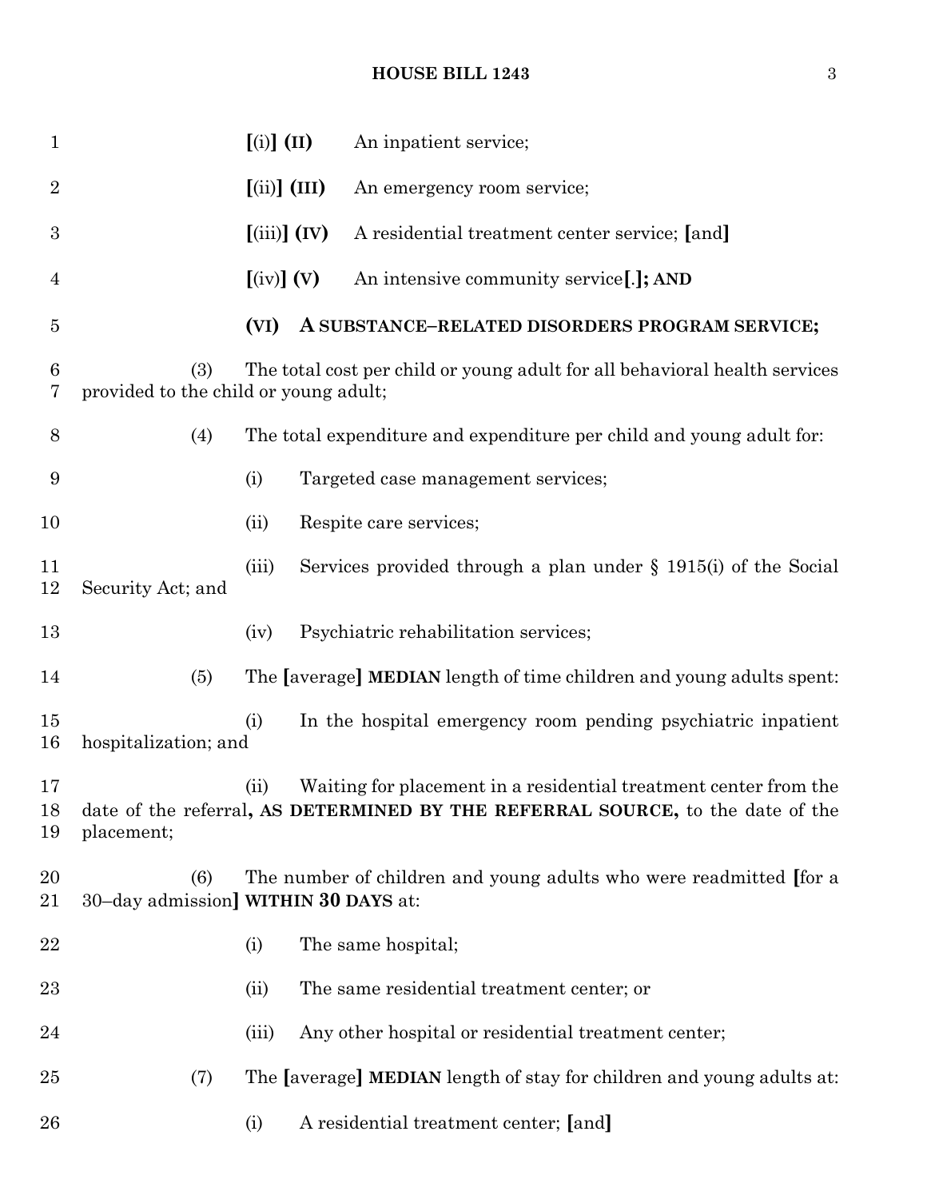[(i)] **(II)** An inpatient service;

[(ii)] **(III)** An emergency room service;

[(iii)] **(IV)** A residential treatment center service; [and]

[(iv)] **(V)** An intensive community service[.]**; AND**

**(VI) A SUBSTANCE–RELATED DISORDERS PROGRAM SERVICE;**

(3) The total cost per child or young adult for all behavioral health services provided to the child or young adult;

(4) The total expenditure and expenditure per child and young adult for:

(i) Targeted case management services;

(ii) Respite care services;

(iii) Services provided through a plan under § 1915(i) of the Social Security Act; and

(iv) Psychiatric rehabilitation services;

(5) The [average] **MEDIAN** length of time children and young adults spent:

(i) In the hospital emergency room pending psychiatric inpatient hospitalization; and

(ii) Waiting for placement in a residential treatment center from the date of the referral**, AS DETERMINED BY THE REFERRAL SOURCE,** to the date of the placement;

(6) The number of children and young adults who were readmitted [for a 30–day admission] **WITHIN 30 DAYS** at:

(i) The same hospital;

(ii) The same residential treatment center; or

(iii) Any other hospital or residential treatment center;

(7) The [average] **MEDIAN** length of stay for children and young adults at:

(i) A residential treatment center; [and]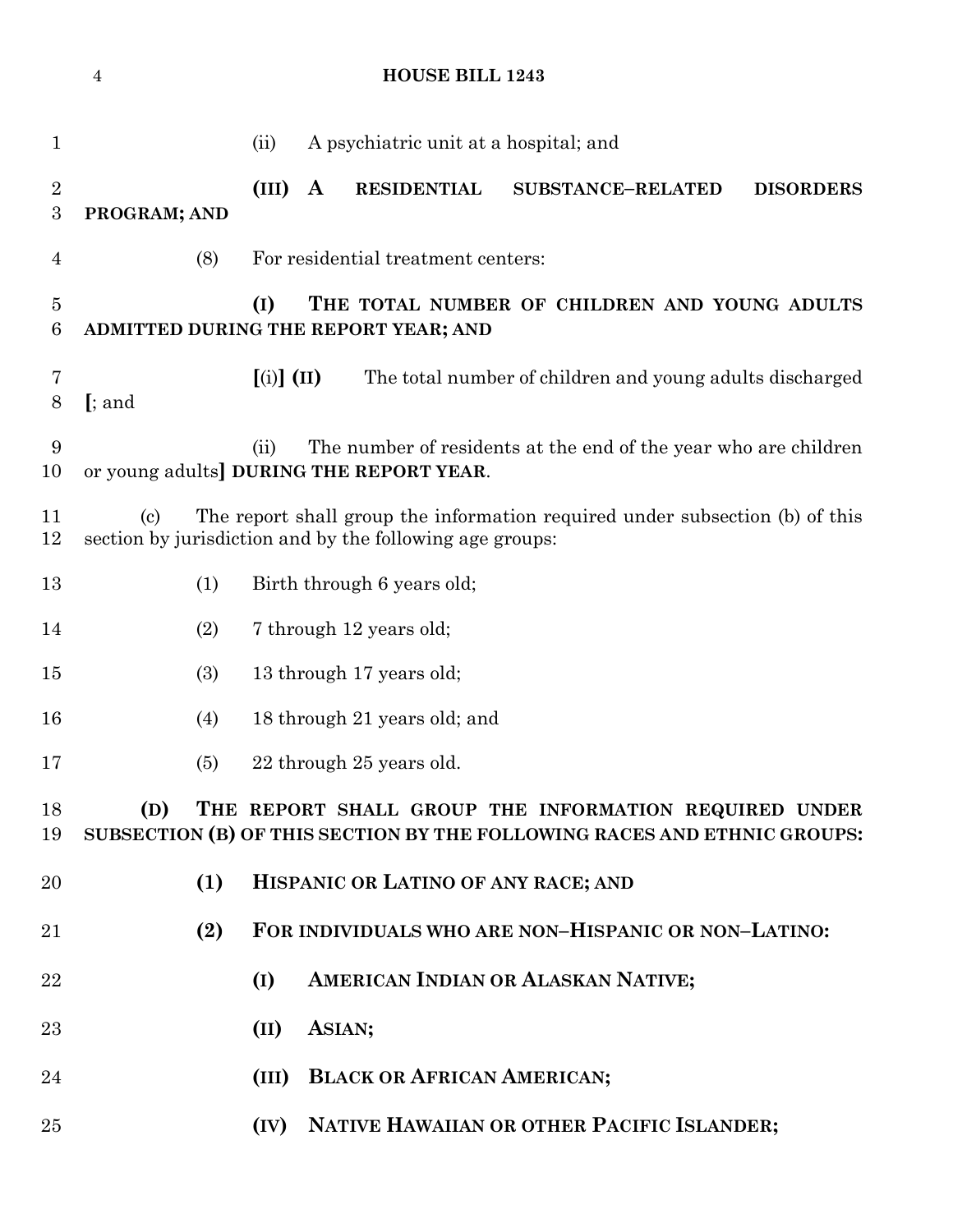(ii) A psychiatric unit at a hospital; and

**(III) A RESIDENTIAL SUBSTANCE–RELATED DISORDERS PROGRAM; AND**

(8) For residential treatment centers:

**(I) THE TOTAL NUMBER OF CHILDREN AND YOUNG ADULTS ADMITTED DURING THE REPORT YEAR; AND**

**[**(i)**] (II)** The total number of children and young adults discharged **[**; and

(ii) The number of residents at the end of the year who are children or young adults**] DURING THE REPORT YEAR**.

(c) The report shall group the information required under subsection (b) of this section by jurisdiction and by the following age groups:

(1) Birth through 6 years old;

(2) 7 through 12 years old;

(3) 13 through 17 years old;

(4) 18 through 21 years old; and

(5) 22 through 25 years old.

**(D) THE REPORT SHALL GROUP THE INFORMATION REQUIRED UNDER SUBSECTION (B) OF THIS SECTION BY THE FOLLOWING RACES AND ETHNIC GROUPS:**

**(1) HISPANIC OR LATINO OF ANY RACE; AND**

**(2) FOR INDIVIDUALS WHO ARE NON–HISPANIC OR NON–LATINO:**

**(I) AMERICAN INDIAN OR ALASKAN NATIVE;**

**(II) ASIAN;**

**(III) BLACK OR AFRICAN AMERICAN;**

**(IV) NATIVE HAWAIIAN OR OTHER PACIFIC ISLANDER;**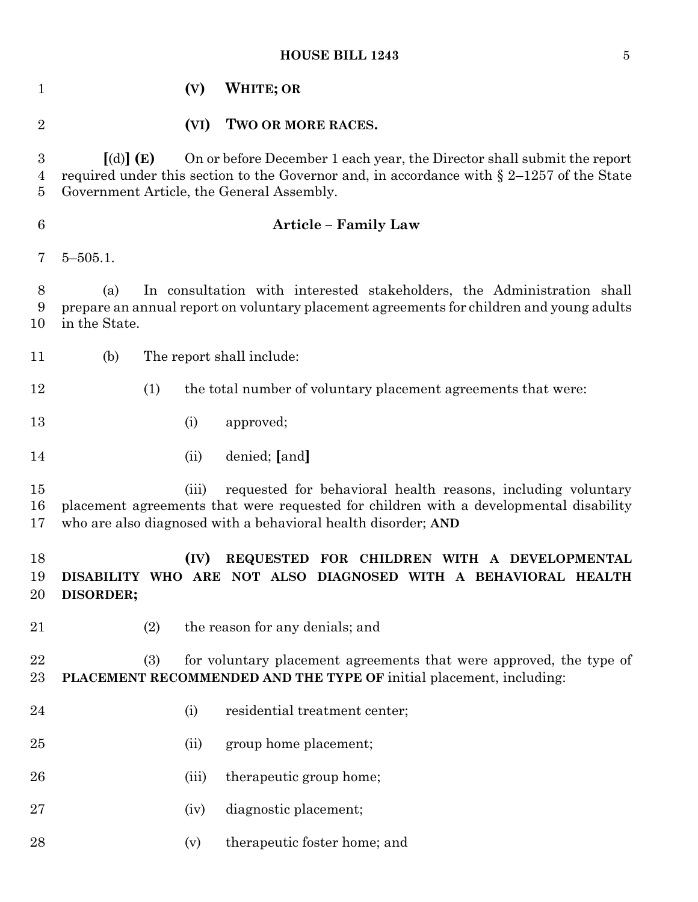(V) **WHITE; OR**

(VI) **TWO OR MORE RACES.**

[(d)] **(E)** On or before December 1 each year, the Director shall submit the report required under this section to the Governor and, in accordance with § 2–1257 of the State Government Article, the General Assembly.

**Article – Family Law**

5–505.1.

(a) In consultation with interested stakeholders, the Administration shall prepare an annual report on voluntary placement agreements for children and young adults in the State.

(b) The report shall include:

(1) the total number of voluntary placement agreements that were:

(i) approved;

(ii) denied; [and]

(iii) requested for behavioral health reasons, including voluntary placement agreements that were requested for children with a developmental disability who are also diagnosed with a behavioral health disorder; **AND**

**(IV) REQUESTED FOR CHILDREN WITH A DEVELOPMENTAL DISABILITY WHO ARE NOT ALSO DIAGNOSED WITH A BEHAVIORAL HEALTH DISORDER;**

(2) the reason for any denials; and

(3) for voluntary placement agreements that were approved, the type of **PLACEMENT RECOMMENDED AND THE TYPE OF** initial placement, including:

(i) residential treatment center;

(ii) group home placement;

(iii) therapeutic group home;

(iv) diagnostic placement;

(v) therapeutic foster home; and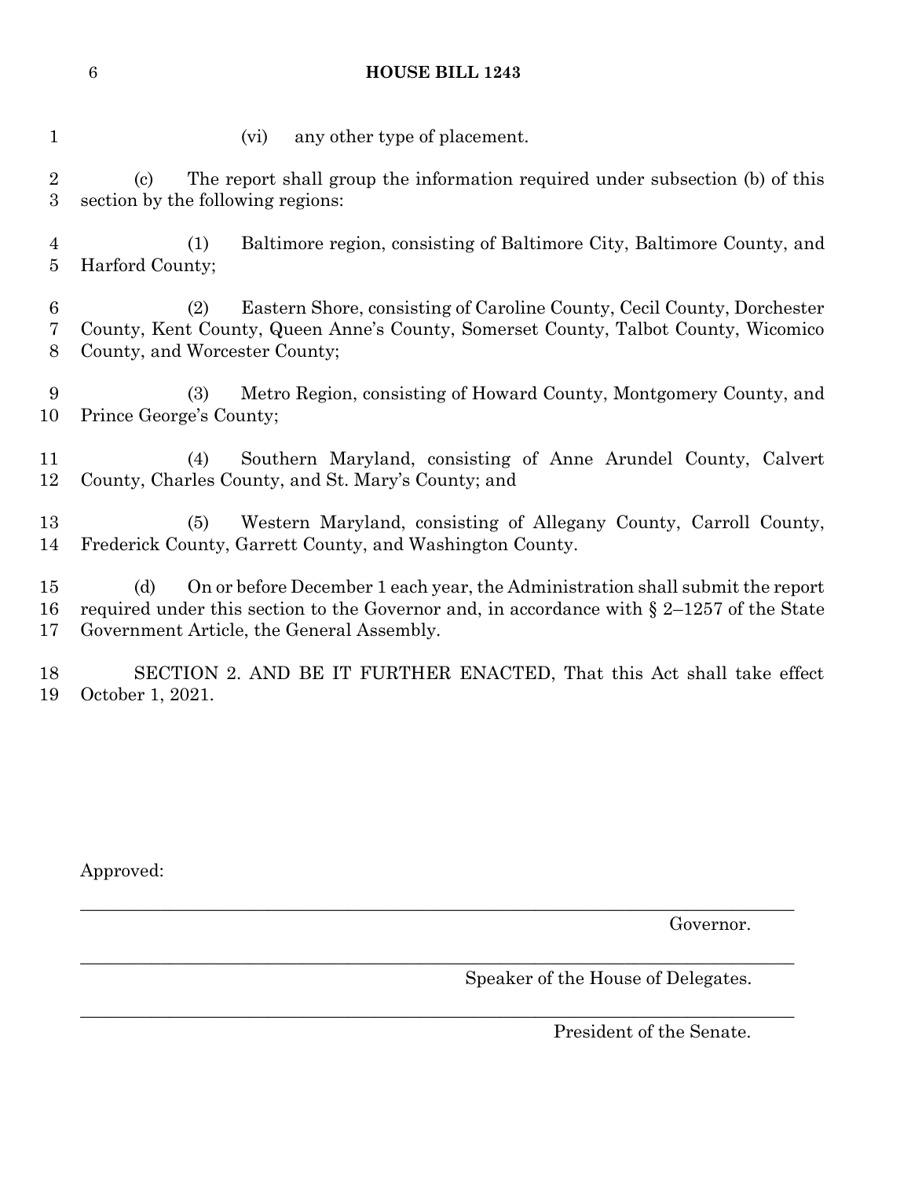(vi) any other type of placement.

(c) The report shall group the information required under subsection (b) of this section by the following regions:

(1) Baltimore region, consisting of Baltimore City, Baltimore County, and Harford County;

(2) Eastern Shore, consisting of Caroline County, Cecil County, Dorchester County, Kent County, Queen Anne's County, Somerset County, Talbot County, Wicomico County, and Worcester County;

(3) Metro Region, consisting of Howard County, Montgomery County, and Prince George's County;

(4) Southern Maryland, consisting of Anne Arundel County, Calvert County, Charles County, and St. Mary's County; and

(5) Western Maryland, consisting of Allegany County, Carroll County, Frederick County, Garrett County, and Washington County.

(d) On or before December 1 each year, the Administration shall submit the report required under this section to the Governor and, in accordance with § 2–1257 of the State Government Article, the General Assembly.

SECTION 2. AND BE IT FURTHER ENACTED, That this Act shall take effect October 1, 2021.

Approved:

\_\_\_\_\_\_\_\_\_\_\_\_\_\_\_\_\_\_\_\_\_\_\_\_\_\_\_\_\_\_\_\_\_\_\_\_\_\_\_\_\_\_\_\_

Governor.

\_\_\_\_\_\_\_\_\_\_\_\_\_\_\_\_\_\_\_\_\_\_\_\_\_\_\_\_\_\_\_\_\_\_\_\_\_\_\_\_\_\_\_\_

Speaker of the House of Delegates.

\_\_\_\_\_\_\_\_\_\_\_\_\_\_\_\_\_\_\_\_\_\_\_\_\_\_\_\_\_\_\_\_\_\_\_\_\_\_\_\_\_\_\_\_

President of the Senate.